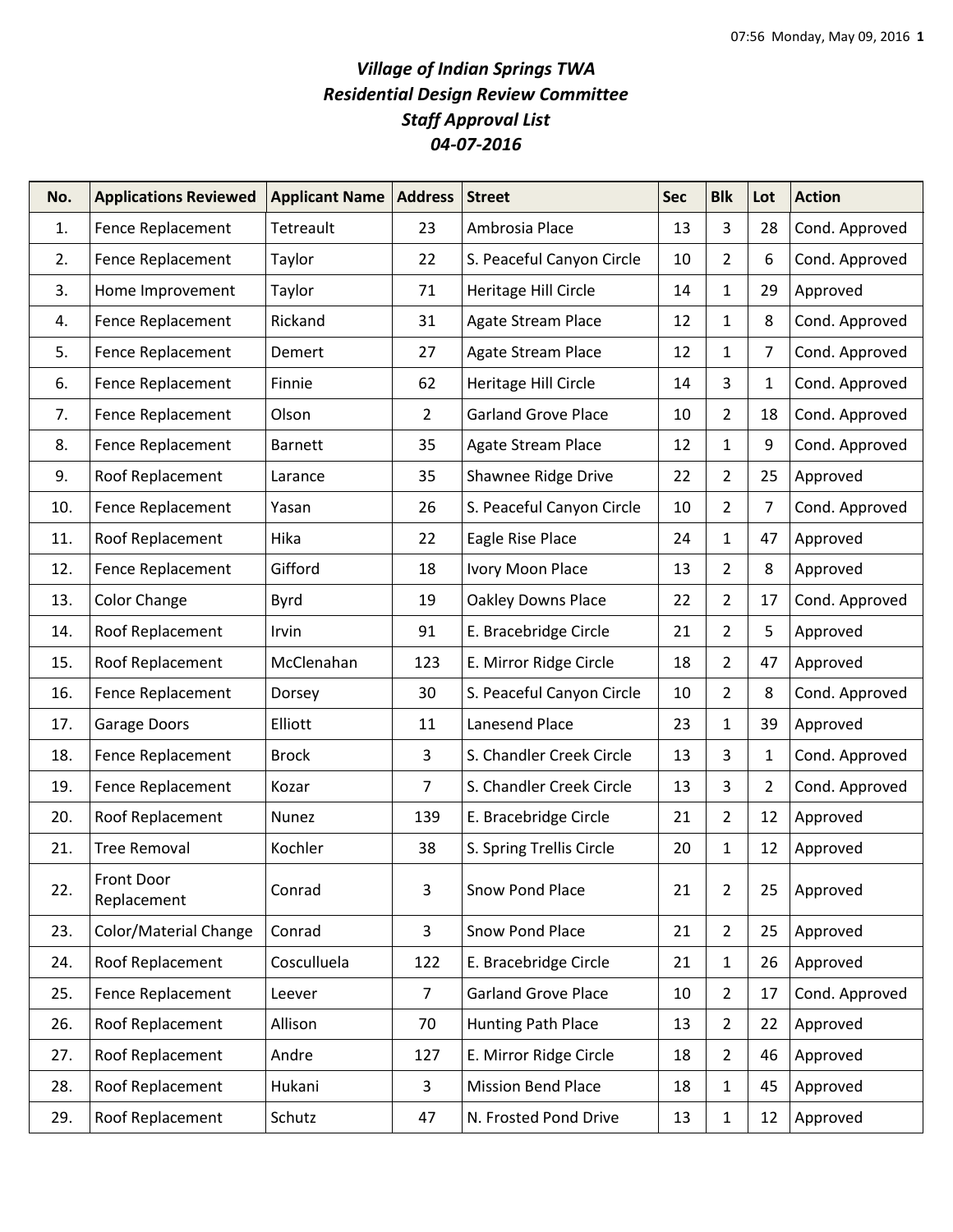# *Village of Indian Springs TWA*
## *Residential Design Review Committee*
## *Staff Approval List*
## *04-07-2016*

| No. | Applications Reviewed | Applicant Name | Address | Street | Sec | Blk | Lot | Action |
|---|---|---|---|---|---|---|---|---|
| 1. | Fence Replacement | Tetreault | 23 | Ambrosia Place | 13 | 3 | 28 | Cond. Approved |
| 2. | Fence Replacement | Taylor | 22 | S. Peaceful Canyon Circle | 10 | 2 | 6 | Cond. Approved |
| 3. | Home Improvement | Taylor | 71 | Heritage Hill Circle | 14 | 1 | 29 | Approved |
| 4. | Fence Replacement | Rickand | 31 | Agate Stream Place | 12 | 1 | 8 | Cond. Approved |
| 5. | Fence Replacement | Demert | 27 | Agate Stream Place | 12 | 1 | 7 | Cond. Approved |
| 6. | Fence Replacement | Finnie | 62 | Heritage Hill Circle | 14 | 3 | 1 | Cond. Approved |
| 7. | Fence Replacement | Olson | 2 | Garland Grove Place | 10 | 2 | 18 | Cond. Approved |
| 8. | Fence Replacement | Barnett | 35 | Agate Stream Place | 12 | 1 | 9 | Cond. Approved |
| 9. | Roof Replacement | Larance | 35 | Shawnee Ridge Drive | 22 | 2 | 25 | Approved |
| 10. | Fence Replacement | Yasan | 26 | S. Peaceful Canyon Circle | 10 | 2 | 7 | Cond. Approved |
| 11. | Roof Replacement | Hika | 22 | Eagle Rise Place | 24 | 1 | 47 | Approved |
| 12. | Fence Replacement | Gifford | 18 | Ivory Moon Place | 13 | 2 | 8 | Approved |
| 13. | Color Change | Byrd | 19 | Oakley Downs Place | 22 | 2 | 17 | Cond. Approved |
| 14. | Roof Replacement | Irvin | 91 | E. Bracebridge Circle | 21 | 2 | 5 | Approved |
| 15. | Roof Replacement | McClenahan | 123 | E. Mirror Ridge Circle | 18 | 2 | 47 | Approved |
| 16. | Fence Replacement | Dorsey | 30 | S. Peaceful Canyon Circle | 10 | 2 | 8 | Cond. Approved |
| 17. | Garage Doors | Elliott | 11 | Lanesend Place | 23 | 1 | 39 | Approved |
| 18. | Fence Replacement | Brock | 3 | S. Chandler Creek Circle | 13 | 3 | 1 | Cond. Approved |
| 19. | Fence Replacement | Kozar | 7 | S. Chandler Creek Circle | 13 | 3 | 2 | Cond. Approved |
| 20. | Roof Replacement | Nunez | 139 | E. Bracebridge Circle | 21 | 2 | 12 | Approved |
| 21. | Tree Removal | Kochler | 38 | S. Spring Trellis Circle | 20 | 1 | 12 | Approved |
| 22. | Front Door Replacement | Conrad | 3 | Snow Pond Place | 21 | 2 | 25 | Approved |
| 23. | Color/Material Change | Conrad | 3 | Snow Pond Place | 21 | 2 | 25 | Approved |
| 24. | Roof Replacement | Cosculluela | 122 | E. Bracebridge Circle | 21 | 1 | 26 | Approved |
| 25. | Fence Replacement | Leever | 7 | Garland Grove Place | 10 | 2 | 17 | Cond. Approved |
| 26. | Roof Replacement | Allison | 70 | Hunting Path Place | 13 | 2 | 22 | Approved |
| 27. | Roof Replacement | Andre | 127 | E. Mirror Ridge Circle | 18 | 2 | 46 | Approved |
| 28. | Roof Replacement | Hukani | 3 | Mission Bend Place | 18 | 1 | 45 | Approved |
| 29. | Roof Replacement | Schutz | 47 | N. Frosted Pond Drive | 13 | 1 | 12 | Approved |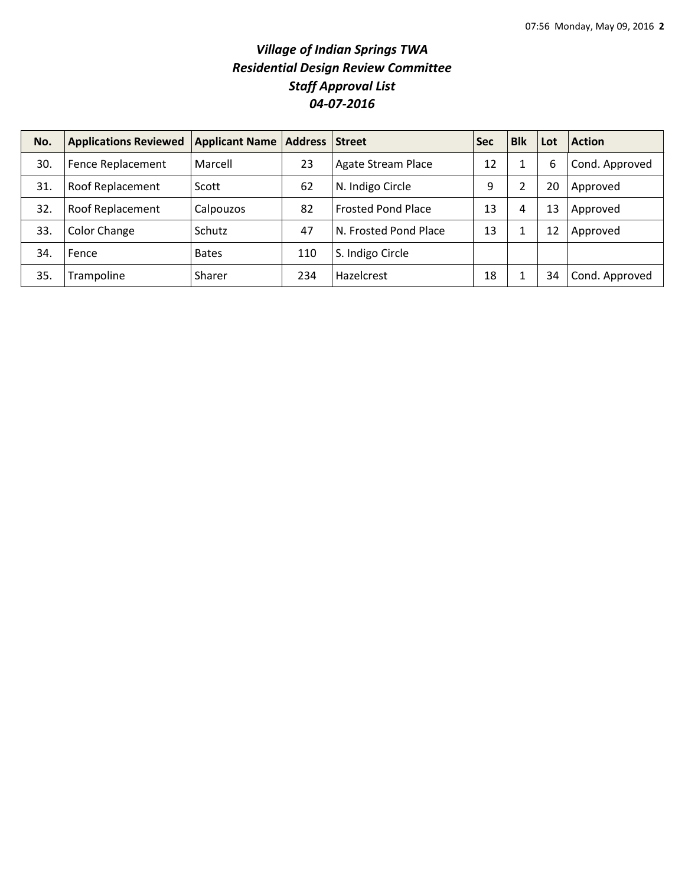# *Village of Indian Springs TWA*
## *Residential Design Review Committee*
### *Staff Approval List*
### *04-07-2016*

| No. | Applications Reviewed | Applicant Name | Address | Street | Sec | Blk | Lot | Action |
|---|---|---|---|---|---|---|---|---|
| 30. | Fence Replacement | Marcell | 23 | Agate Stream Place | 12 | 1 | 6 | Cond. Approved |
| 31. | Roof Replacement | Scott | 62 | N. Indigo Circle | 9 | 2 | 20 | Approved |
| 32. | Roof Replacement | Calpouzos | 82 | Frosted Pond Place | 13 | 4 | 13 | Approved |
| 33. | Color Change | Schutz | 47 | N. Frosted Pond Place | 13 | 1 | 12 | Approved |
| 34. | Fence | Bates | 110 | S. Indigo Circle | | | | |
| 35. | Trampoline | Sharer | 234 | Hazelcrest | 18 | 1 | 34 | Cond. Approved |